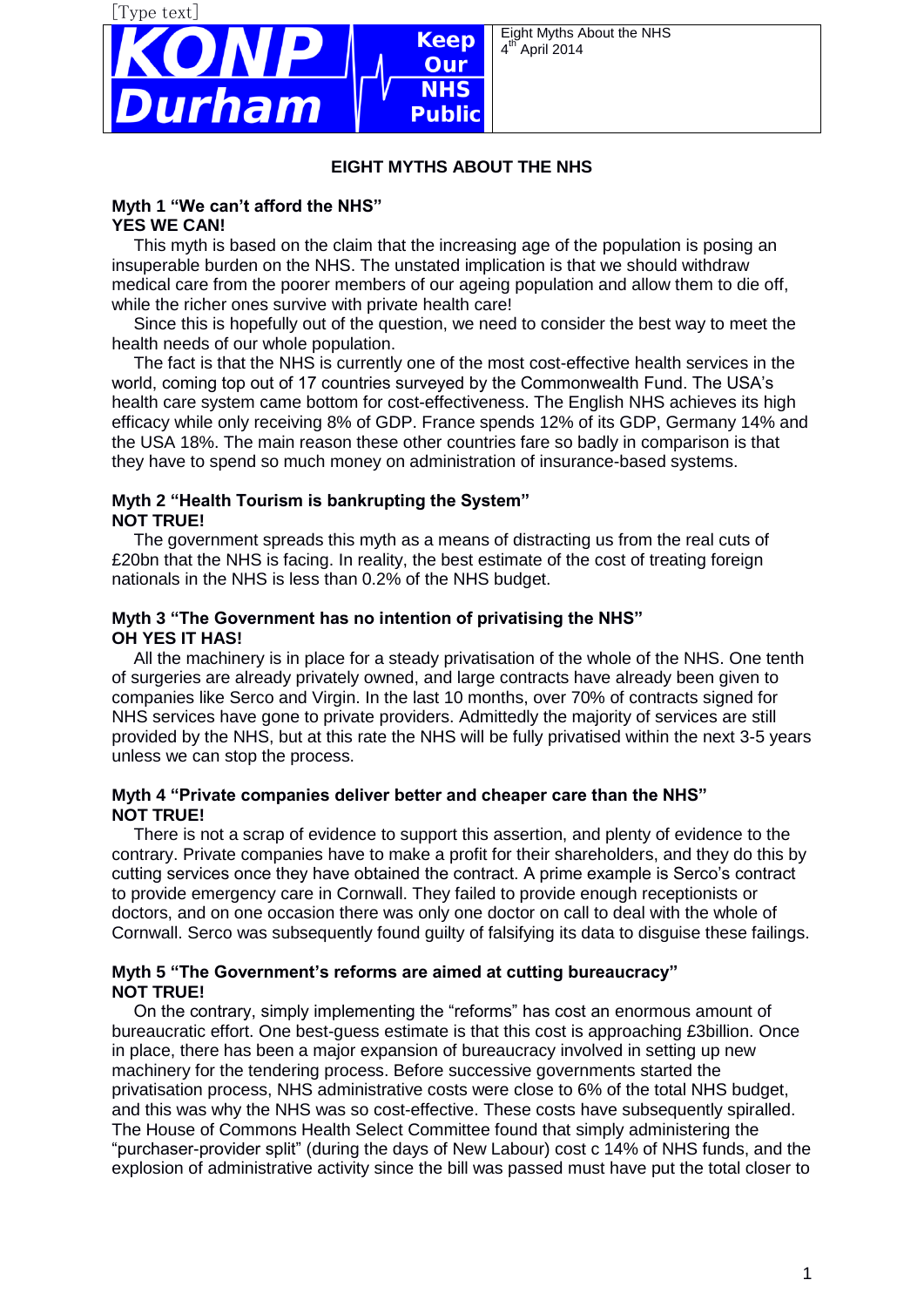# EIGHT MYTHS ABOUT THE NHS

### Myth 1 "We can't afford the NHS"
**YES WE CAN!**

This myth is based on the claim that the increasing age of the population is posing an insuperable burden on the NHS. The unstated implication is that we should withdraw medical care from the poorer members of our ageing population and allow them to die off, while the richer ones survive with private health care!

Since this is hopefully out of the question, we need to consider the best way to meet the health needs of our whole population.

The fact is that the NHS is currently one of the most cost-effective health services in the world, coming top out of 17 countries surveyed by the Commonwealth Fund. The USA's health care system came bottom for cost-effectiveness. The English NHS achieves its high efficacy while only receiving 8% of GDP. France spends 12% of its GDP, Germany 14% and the USA 18%. The main reason these other countries fare so badly in comparison is that they have to spend so much money on administration of insurance-based systems.

### Myth 2 "Health Tourism is bankrupting the System"
**NOT TRUE!**

The government spreads this myth as a means of distracting us from the real cuts of £20bn that the NHS is facing. In reality, the best estimate of the cost of treating foreign nationals in the NHS is less than 0.2% of the NHS budget.

### Myth 3 "The Government has no intention of privatising the NHS"
**OH YES IT HAS!**

All the machinery is in place for a steady privatisation of the whole of the NHS. One tenth of surgeries are already privately owned, and large contracts have already been given to companies like Serco and Virgin. In the last 10 months, over 70% of contracts signed for NHS services have gone to private providers. Admittedly the majority of services are still provided by the NHS, but at this rate the NHS will be fully privatised within the next 3-5 years unless we can stop the process.

### Myth 4 "Private companies deliver better and cheaper care than the NHS"
**NOT TRUE!**

There is not a scrap of evidence to support this assertion, and plenty of evidence to the contrary. Private companies have to make a profit for their shareholders, and they do this by cutting services once they have obtained the contract. A prime example is Serco's contract to provide emergency care in Cornwall. They failed to provide enough receptionists or doctors, and on one occasion there was only one doctor on call to deal with the whole of Cornwall. Serco was subsequently found guilty of falsifying its data to disguise these failings.

### Myth 5 "The Government's reforms are aimed at cutting bureaucracy"
**NOT TRUE!**

On the contrary, simply implementing the "reforms" has cost an enormous amount of bureaucratic effort. One best-guess estimate is that this cost is approaching £3billion. Once in place, there has been a major expansion of bureaucracy involved in setting up new machinery for the tendering process. Before successive governments started the privatisation process, NHS administrative costs were close to 6% of the total NHS budget, and this was why the NHS was so cost-effective. These costs have subsequently spiralled. The House of Commons Health Select Committee found that simply administering the "purchaser-provider split" (during the days of New Labour) cost c 14% of NHS funds, and the explosion of administrative activity since the bill was passed must have put the total closer to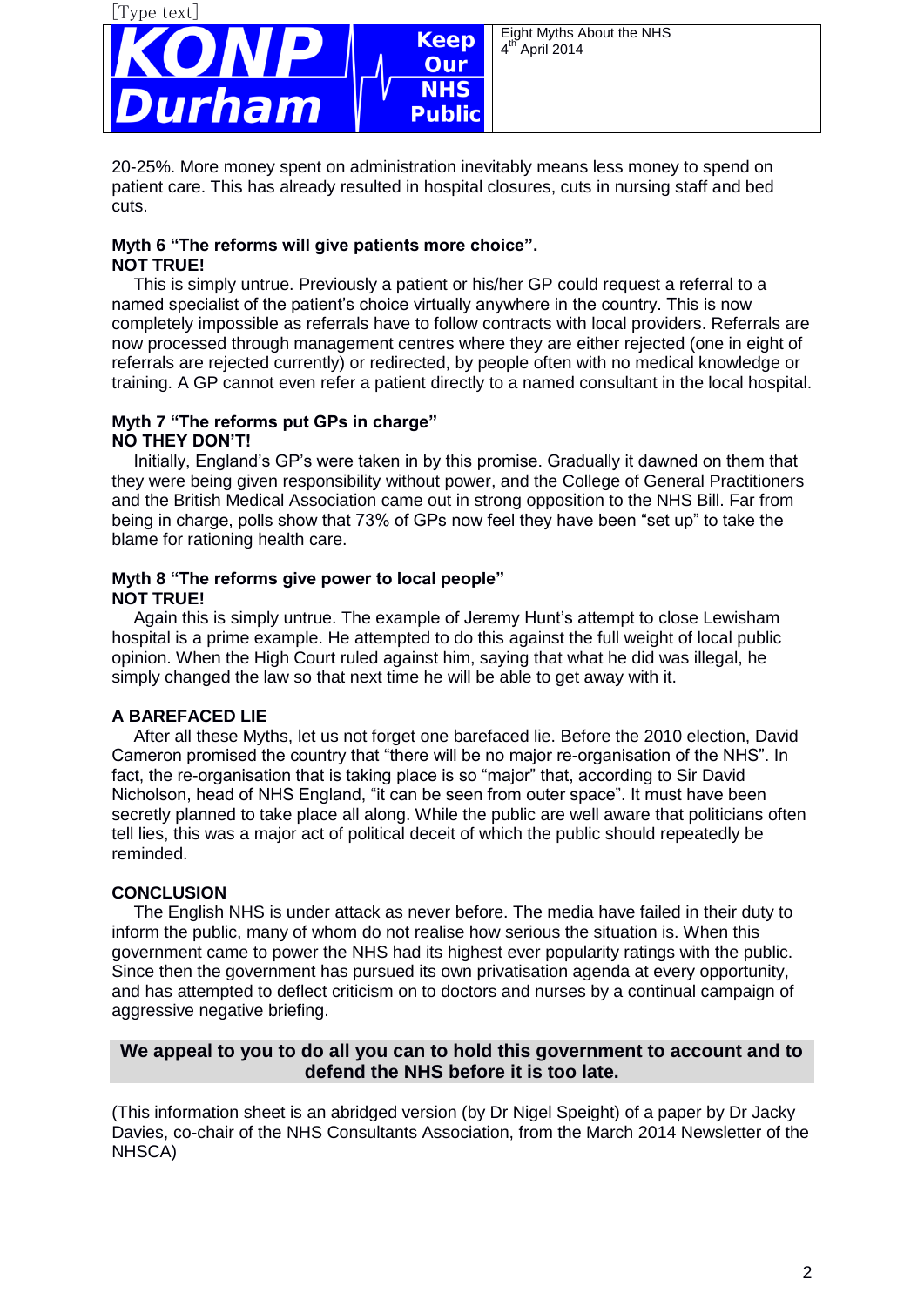20-25%. More money spent on administration inevitably means less money to spend on patient care. This has already resulted in hospital closures, cuts in nursing staff and bed cuts.

**Myth 6 "The reforms will give patients more choice".**
**NOT TRUE!**

This is simply untrue. Previously a patient or his/her GP could request a referral to a named specialist of the patient's choice virtually anywhere in the country. This is now completely impossible as referrals have to follow contracts with local providers. Referrals are now processed through management centres where they are either rejected (one in eight of referrals are rejected currently) or redirected, by people often with no medical knowledge or training. A GP cannot even refer a patient directly to a named consultant in the local hospital.

**Myth 7 "The reforms put GPs in charge"**
**NO THEY DON'T!**

Initially, England's GP's were taken in by this promise. Gradually it dawned on them that they were being given responsibility without power, and the College of General Practitioners and the British Medical Association came out in strong opposition to the NHS Bill. Far from being in charge, polls show that 73% of GPs now feel they have been "set up" to take the blame for rationing health care.

**Myth 8 "The reforms give power to local people"**
**NOT TRUE!**

Again this is simply untrue. The example of Jeremy Hunt's attempt to close Lewisham hospital is a prime example. He attempted to do this against the full weight of local public opinion. When the High Court ruled against him, saying that what he did was illegal, he simply changed the law so that next time he will be able to get away with it.

**A BAREFACED LIE**

After all these Myths, let us not forget one barefaced lie. Before the 2010 election, David Cameron promised the country that "there will be no major re-organisation of the NHS". In fact, the re-organisation that is taking place is so "major" that, according to Sir David Nicholson, head of NHS England, "it can be seen from outer space". It must have been secretly planned to take place all along. While the public are well aware that politicians often tell lies, this was a major act of political deceit of which the public should repeatedly be reminded.

**CONCLUSION**

The English NHS is under attack as never before. The media have failed in their duty to inform the public, many of whom do not realise how serious the situation is. When this government came to power the NHS had its highest ever popularity ratings with the public. Since then the government has pursued its own privatisation agenda at every opportunity, and has attempted to deflect criticism on to doctors and nurses by a continual campaign of aggressive negative briefing.

**We appeal to you to do all you can to hold this government to account and to defend the NHS before it is too late.**

(This information sheet is an abridged version (by Dr Nigel Speight) of a paper by Dr Jacky Davies, co-chair of the NHS Consultants Association, from the March 2014 Newsletter of the NHSCA)